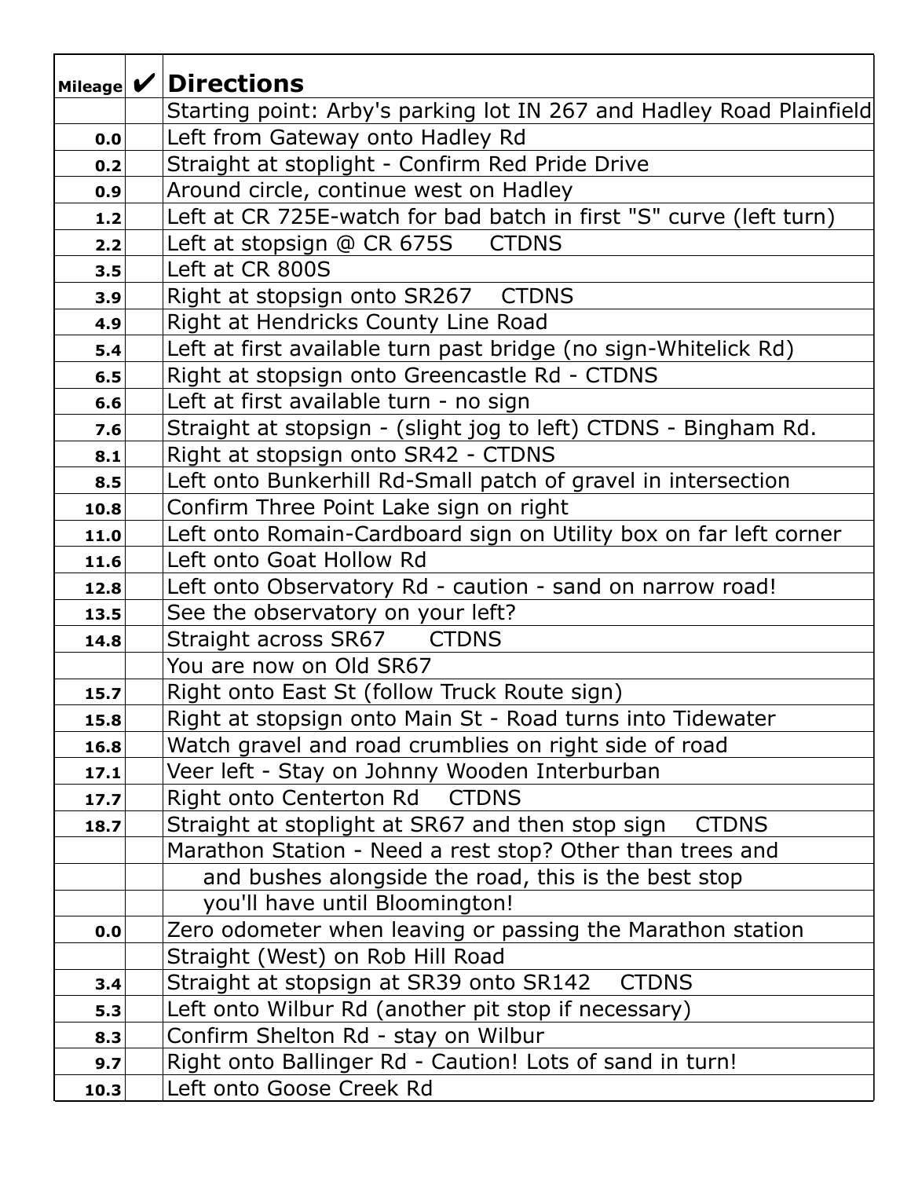| Mileage | ✔ | Directions |
|---|---|---|
| | | Starting point: Arby's parking lot IN 267 and Hadley Road Plainfield |
| 0.0 | | Left from Gateway onto Hadley Rd |
| 0.2 | | Straight at stoplight - Confirm Red Pride Drive |
| 0.9 | | Around circle, continue west on Hadley |
| 1.2 | | Left at CR 725E-watch for bad batch in first "S" curve (left turn) |
| 2.2 | | Left at stopsign @ CR 675S CTDNS |
| 3.5 | | Left at CR 800S |
| 3.9 | | Right at stopsign onto SR267 CTDNS |
| 4.9 | | Right at Hendricks County Line Road |
| 5.4 | | Left at first available turn past bridge (no sign-Whitelick Rd) |
| 6.5 | | Right at stopsign onto Greencastle Rd - CTDNS |
| 6.6 | | Left at first available turn - no sign |
| 7.6 | | Straight at stopsign - (slight jog to left) CTDNS - Bingham Rd. |
| 8.1 | | Right at stopsign onto SR42 - CTDNS |
| 8.5 | | Left onto Bunkerhill Rd-Small patch of gravel in intersection |
| 10.8 | | Confirm Three Point Lake sign on right |
| 11.0 | | Left onto Romain-Cardboard sign on Utility box on far left corner |
| 11.6 | | Left onto Goat Hollow Rd |
| 12.8 | | Left onto Observatory Rd - caution - sand on narrow road! |
| 13.5 | | See the observatory on your left? |
| 14.8 | | Straight across SR67 CTDNS |
| | | You are now on Old SR67 |
| 15.7 | | Right onto East St (follow Truck Route sign) |
| 15.8 | | Right at stopsign onto Main St - Road turns into Tidewater |
| 16.8 | | Watch gravel and road crumblies on right side of road |
| 17.1 | | Veer left - Stay on Johnny Wooden Interburban |
| 17.7 | | Right onto Centerton Rd CTDNS |
| 18.7 | | Straight at stoplight at SR67 and then stop sign CTDNS |
| | | Marathon Station - Need a rest stop? Other than trees and |
| | | and bushes alongside the road, this is the best stop |
| | | you'll have until Bloomington! |
| 0.0 | | Zero odometer when leaving or passing the Marathon station |
| | | Straight (West) on Rob Hill Road |
| 3.4 | | Straight at stopsign at SR39 onto SR142 CTDNS |
| 5.3 | | Left onto Wilbur Rd (another pit stop if necessary) |
| 8.3 | | Confirm Shelton Rd - stay on Wilbur |
| 9.7 | | Right onto Ballinger Rd - Caution! Lots of sand in turn! |
| 10.3 | | Left onto Goose Creek Rd |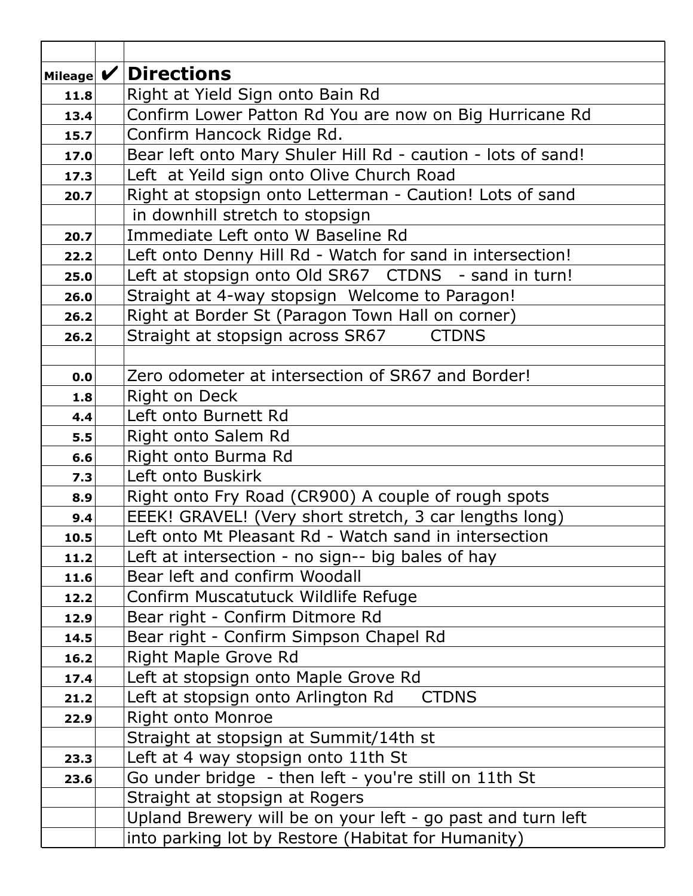| | | |
|---|---|---|
| | | |
| **Mileage** | ✔ | **Directions** |
| **11.8** | | Right at Yield Sign onto Bain Rd |
| **13.4** | | Confirm Lower Patton Rd You are now on Big Hurricane Rd |
| **15.7** | | Confirm Hancock Ridge Rd. |
| **17.0** | | Bear left onto Mary Shuler Hill Rd - caution - lots of sand! |
| **17.3** | | Left at Yeild sign onto Olive Church Road |
| **20.7** | | Right at stopsign onto Letterman - Caution! Lots of sand |
| | | in downhill stretch to stopsign |
| **20.7** | | Immediate Left onto W Baseline Rd |
| **22.2** | | Left onto Denny Hill Rd - Watch for sand in intersection! |
| **25.0** | | Left at stopsign onto Old SR67 CTDNS - sand in turn! |
| **26.0** | | Straight at 4-way stopsign Welcome to Paragon! |
| **26.2** | | Right at Border St (Paragon Town Hall on corner) |
| **26.2** | | Straight at stopsign across SR67 CTDNS |
| | | |
| **0.0** | | Zero odometer at intersection of SR67 and Border! |
| **1.8** | | Right on Deck |
| **4.4** | | Left onto Burnett Rd |
| **5.5** | | Right onto Salem Rd |
| **6.6** | | Right onto Burma Rd |
| **7.3** | | Left onto Buskirk |
| **8.9** | | Right onto Fry Road (CR900) A couple of rough spots |
| **9.4** | | EEEK! GRAVEL! (Very short stretch, 3 car lengths long) |
| **10.5** | | Left onto Mt Pleasant Rd - Watch sand in intersection |
| **11.2** | | Left at intersection - no sign-- big bales of hay |
| **11.6** | | Bear left and confirm Woodall |
| **12.2** | | Confirm Muscatutuck Wildlife Refuge |
| **12.9** | | Bear right - Confirm Ditmore Rd |
| **14.5** | | Bear right - Confirm Simpson Chapel Rd |
| **16.2** | | Right Maple Grove Rd |
| **17.4** | | Left at stopsign onto Maple Grove Rd |
| **21.2** | | Left at stopsign onto Arlington Rd CTDNS |
| **22.9** | | Right onto Monroe |
| | | Straight at stopsign at Summit/14th st |
| **23.3** | | Left at 4 way stopsign onto 11th St |
| **23.6** | | Go under bridge - then left - you're still on 11th St |
| | | Straight at stopsign at Rogers |
| | | Upland Brewery will be on your left - go past and turn left |
| | | into parking lot by Restore (Habitat for Humanity) |